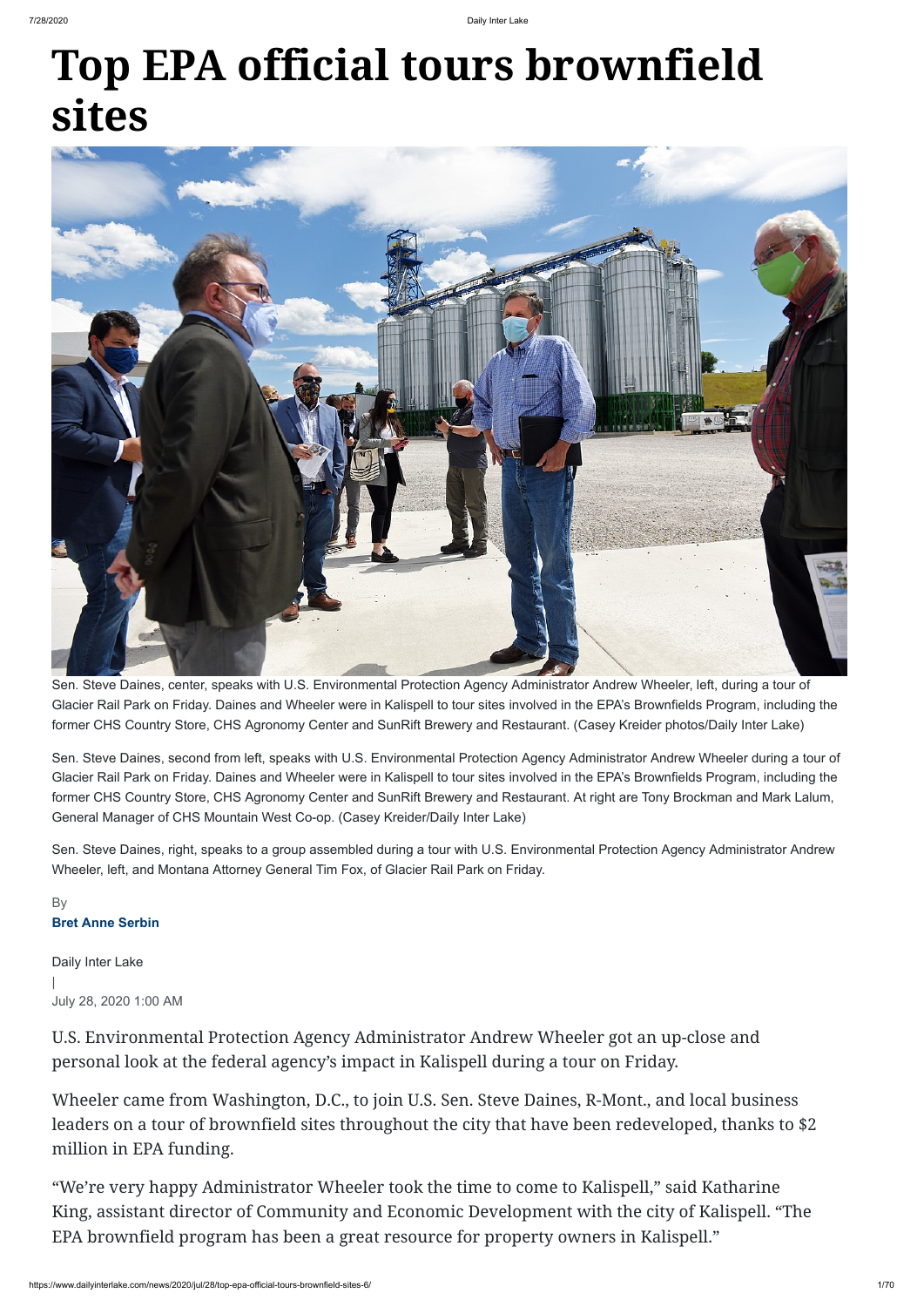# Top EPA official tours brownfield sites

Sen. Steve Daines, center, speaks with U.S. Environmental Protection Agency Administrator Andrew Wheeler, left, during a tour of Glacier Rail Park on Friday. Daines and Wheeler were in Kalispell to tour sites involved in the EPA's Brownfields Program, including the former CHS Country Store, CHS Agronomy Center and SunRift Brewery and Restaurant. (Casey Kreider photos/Daily Inter Lake)

Sen. Steve Daines, second from left, speaks with U.S. Environmental Protection Agency Administrator Andrew Wheeler during a tour of Glacier Rail Park on Friday. Daines and Wheeler were in Kalispell to tour sites involved in the EPA's Brownfields Program, including the former CHS Country Store, CHS Agronomy Center and SunRift Brewery and Restaurant. At right are Tony Brockman and Mark Lalum, General Manager of CHS Mountain West Co-op. (Casey Kreider/Daily Inter Lake)

Sen. Steve Daines, right, speaks to a group assembled during a tour with U.S. Environmental Protection Agency Administrator Andrew Wheeler, left, and Montana Attorney General Tim Fox, of Glacier Rail Park on Friday.

By
**Bret Anne Serbin**

Daily Inter Lake
|
July 28, 2020 1:00 AM

U.S. Environmental Protection Agency Administrator Andrew Wheeler got an up-close and personal look at the federal agency's impact in Kalispell during a tour on Friday.

Wheeler came from Washington, D.C., to join U.S. Sen. Steve Daines, R-Mont., and local business leaders on a tour of brownfield sites throughout the city that have been redeveloped, thanks to $2 million in EPA funding.

"We're very happy Administrator Wheeler took the time to come to Kalispell," said Katharine King, assistant director of Community and Economic Development with the city of Kalispell. "The EPA brownfield program has been a great resource for property owners in Kalispell."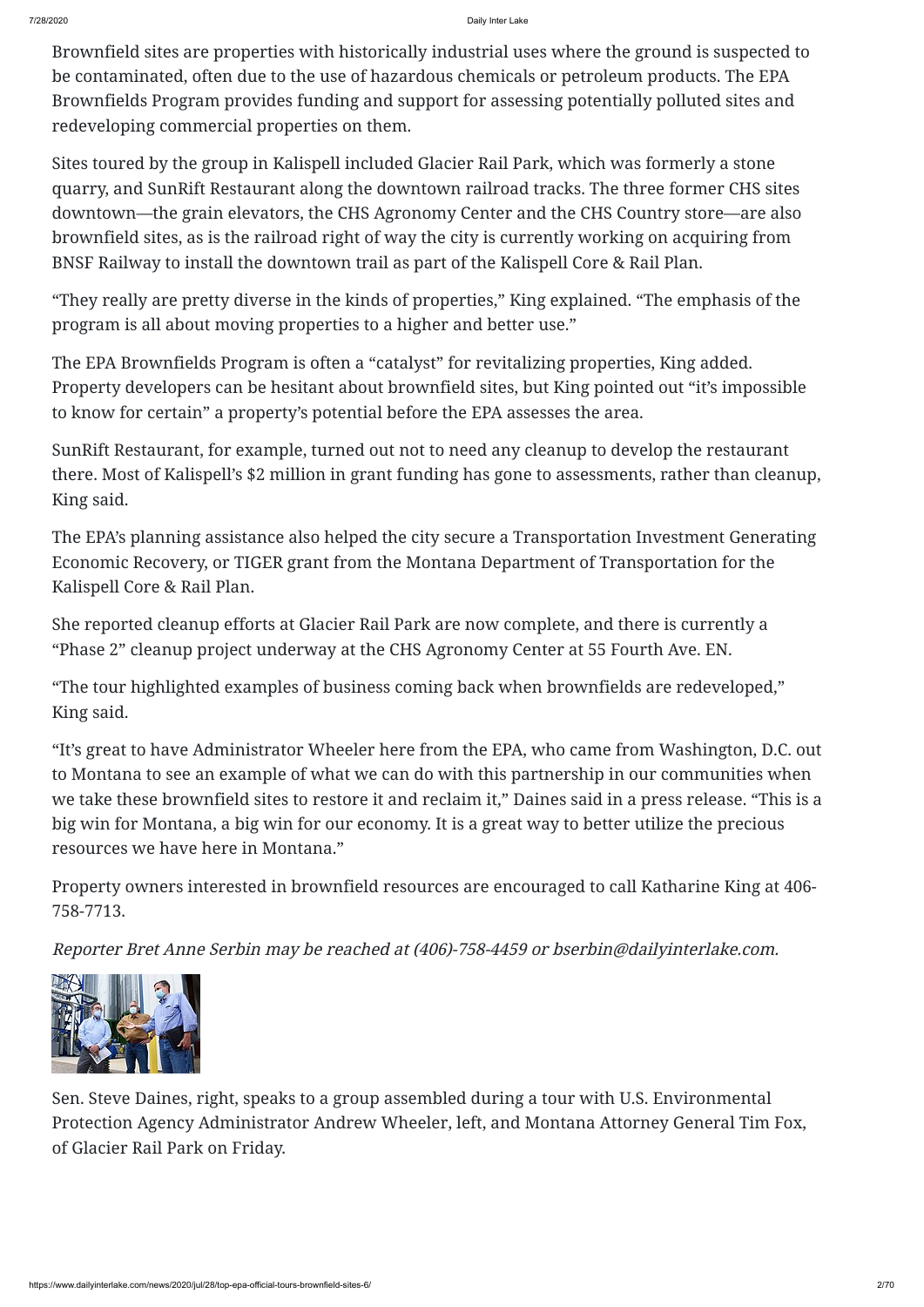Brownfield sites are properties with historically industrial uses where the ground is suspected to be contaminated, often due to the use of hazardous chemicals or petroleum products. The EPA Brownfields Program provides funding and support for assessing potentially polluted sites and redeveloping commercial properties on them.

Sites toured by the group in Kalispell included Glacier Rail Park, which was formerly a stone quarry, and SunRift Restaurant along the downtown railroad tracks. The three former CHS sites downtown—the grain elevators, the CHS Agronomy Center and the CHS Country store—are also brownfield sites, as is the railroad right of way the city is currently working on acquiring from BNSF Railway to install the downtown trail as part of the Kalispell Core & Rail Plan.

"They really are pretty diverse in the kinds of properties," King explained. "The emphasis of the program is all about moving properties to a higher and better use."

The EPA Brownfields Program is often a "catalyst" for revitalizing properties, King added. Property developers can be hesitant about brownfield sites, but King pointed out "it's impossible to know for certain" a property's potential before the EPA assesses the area.

SunRift Restaurant, for example, turned out not to need any cleanup to develop the restaurant there. Most of Kalispell's $2 million in grant funding has gone to assessments, rather than cleanup, King said.

The EPA's planning assistance also helped the city secure a Transportation Investment Generating Economic Recovery, or TIGER grant from the Montana Department of Transportation for the Kalispell Core & Rail Plan.

She reported cleanup efforts at Glacier Rail Park are now complete, and there is currently a "Phase 2" cleanup project underway at the CHS Agronomy Center at 55 Fourth Ave. EN.

"The tour highlighted examples of business coming back when brownfields are redeveloped," King said.

"It's great to have Administrator Wheeler here from the EPA, who came from Washington, D.C. out to Montana to see an example of what we can do with this partnership in our communities when we take these brownfield sites to restore it and reclaim it," Daines said in a press release. "This is a big win for Montana, a big win for our economy. It is a great way to better utilize the precious resources we have here in Montana."

Property owners interested in brownfield resources are encouraged to call Katharine King at 406-758-7713.

*Reporter Bret Anne Serbin may be reached at (406)-758-4459 or bserbin@dailyinterlake.com.*

Sen. Steve Daines, right, speaks to a group assembled during a tour with U.S. Environmental Protection Agency Administrator Andrew Wheeler, left, and Montana Attorney General Tim Fox, of Glacier Rail Park on Friday.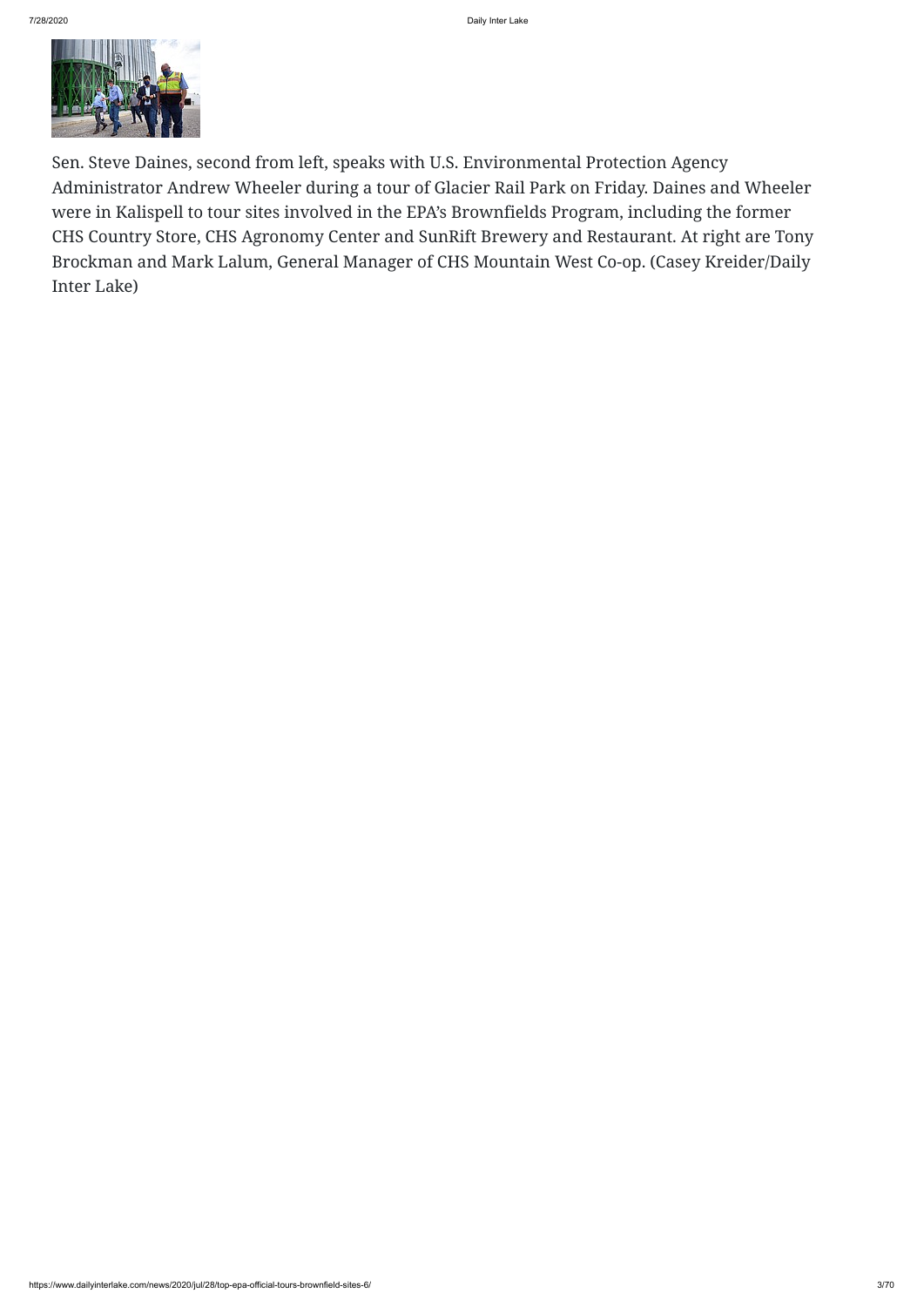Sen. Steve Daines, second from left, speaks with U.S. Environmental Protection Agency Administrator Andrew Wheeler during a tour of Glacier Rail Park on Friday. Daines and Wheeler were in Kalispell to tour sites involved in the EPA's Brownfields Program, including the former CHS Country Store, CHS Agronomy Center and SunRift Brewery and Restaurant. At right are Tony Brockman and Mark Lalum, General Manager of CHS Mountain West Co-op. (Casey Kreider/Daily Inter Lake)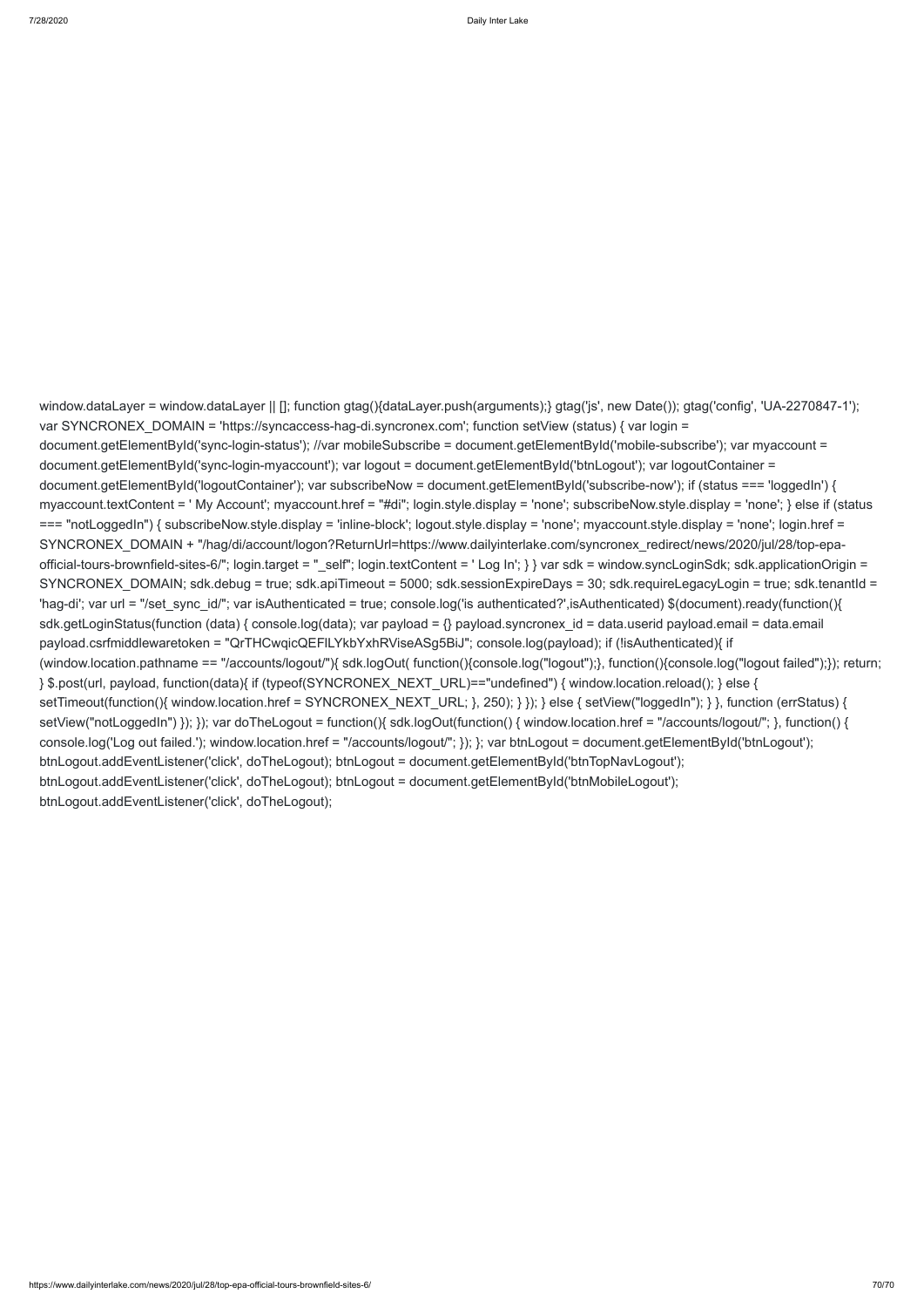window.dataLayer = window.dataLayer || []; function gtag(){dataLayer.push(arguments);} gtag('js', new Date()); gtag('config', 'UA-2270847-1'); var SYNCRONEX_DOMAIN = 'https://syncaccess-hag-di.syncronex.com'; function setView (status) { var login = document.getElementById('sync-login-status'); //var mobileSubscribe = document.getElementById('mobile-subscribe'); var myaccount = document.getElementById('sync-login-myaccount'); var logout = document.getElementById('btnLogout'); var logoutContainer = document.getElementById('logoutContainer'); var subscribeNow = document.getElementById('subscribe-now'); if (status === 'loggedIn') { myaccount.textContent = ' My Account'; myaccount.href = "#di"; login.style.display = 'none'; subscribeNow.style.display = 'none'; } else if (status === "notLoggedIn") { subscribeNow.style.display = 'inline-block'; logout.style.display = 'none'; myaccount.style.display = 'none'; login.href = SYNCRONEX_DOMAIN + "/hag/di/account/logon?ReturnUrl=https://www.dailyinterlake.com/syncronex_redirect/news/2020/jul/28/top-epa-official-tours-brownfield-sites-6/"; login.target = "_self"; login.textContent = ' Log In'; } } var sdk = window.syncLoginSdk; sdk.applicationOrigin = SYNCRONEX_DOMAIN; sdk.debug = true; sdk.apiTimeout = 5000; sdk.sessionExpireDays = 30; sdk.requireLegacyLogin = true; sdk.tenantId = 'hag-di'; var url = "/set_sync_id/"; var isAuthenticated = true; console.log('is authenticated?',isAuthenticated) $(document).ready(function(){ sdk.getLoginStatus(function (data) { console.log(data); var payload = {} payload.syncronex_id = data.userid payload.email = data.email payload.csrfmiddlewaretoken = "QrTHCwqicQEFILYkbYxhRViseASg5BiJ"; console.log(payload); if (!isAuthenticated){ if (window.location.pathname == "/accounts/logout/"){ sdk.logOut( function(){console.log("logout");}, function(){console.log("logout failed");}); return; } $.post(url, payload, function(data){ if (typeof(SYNCRONEX_NEXT_URL)=="undefined") { window.location.reload(); } else { setTimeout(function(){ window.location.href = SYNCRONEX_NEXT_URL; }, 250); } }); } else { setView("loggedIn"); } }, function (errStatus) { setView("notLoggedIn") }); }); var doTheLogout = function(){ sdk.logOut(function() { window.location.href = "/accounts/logout/"; }, function() { console.log('Log out failed.'); window.location.href = "/accounts/logout/"; }); }; var btnLogout = document.getElementById('btnLogout'); btnLogout.addEventListener('click', doTheLogout); btnLogout = document.getElementById('btnTopNavLogout'); btnLogout.addEventListener('click', doTheLogout); btnLogout = document.getElementById('btnMobileLogout'); btnLogout.addEventListener('click', doTheLogout);